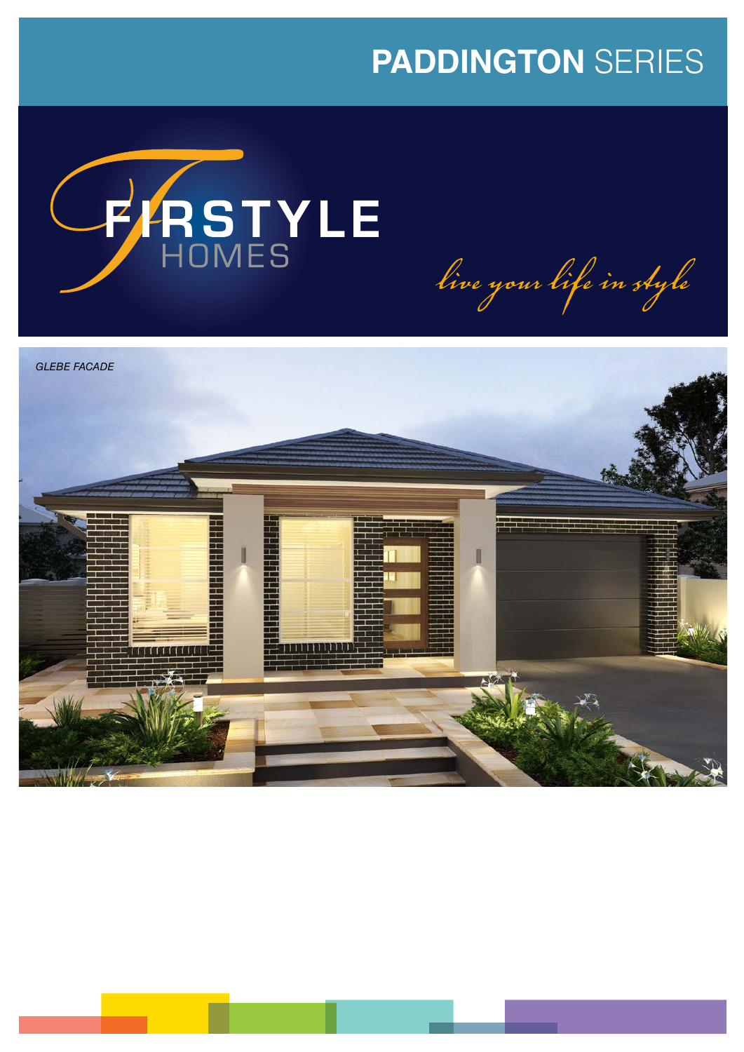# **PADDINGTON** SERIES

FIRSTYLE HOMES

*live your life in style*

*GLEBE FACADE*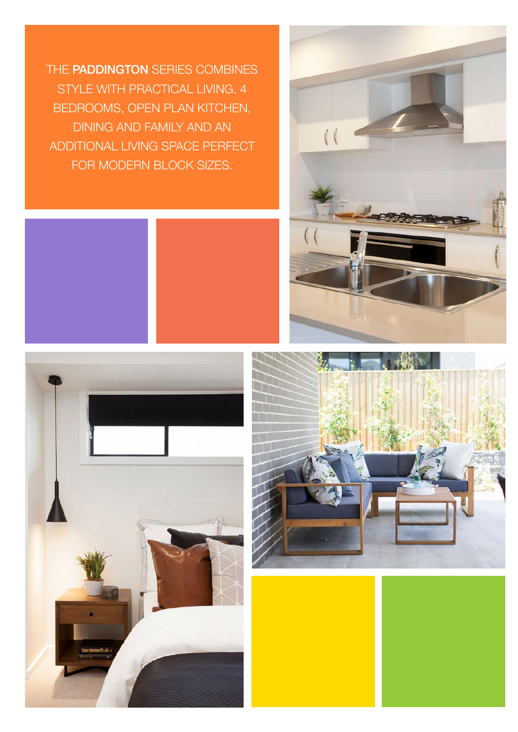THE **PADDINGTON** SERIES COMBINES STYLE WITH PRACTICAL LIVING. 4 BEDROOMS, OPEN PLAN KITCHEN, DINING AND FAMILY AND AN ADDITIONAL LIVING SPACE PERFECT FOR MODERN BLOCK SIZES.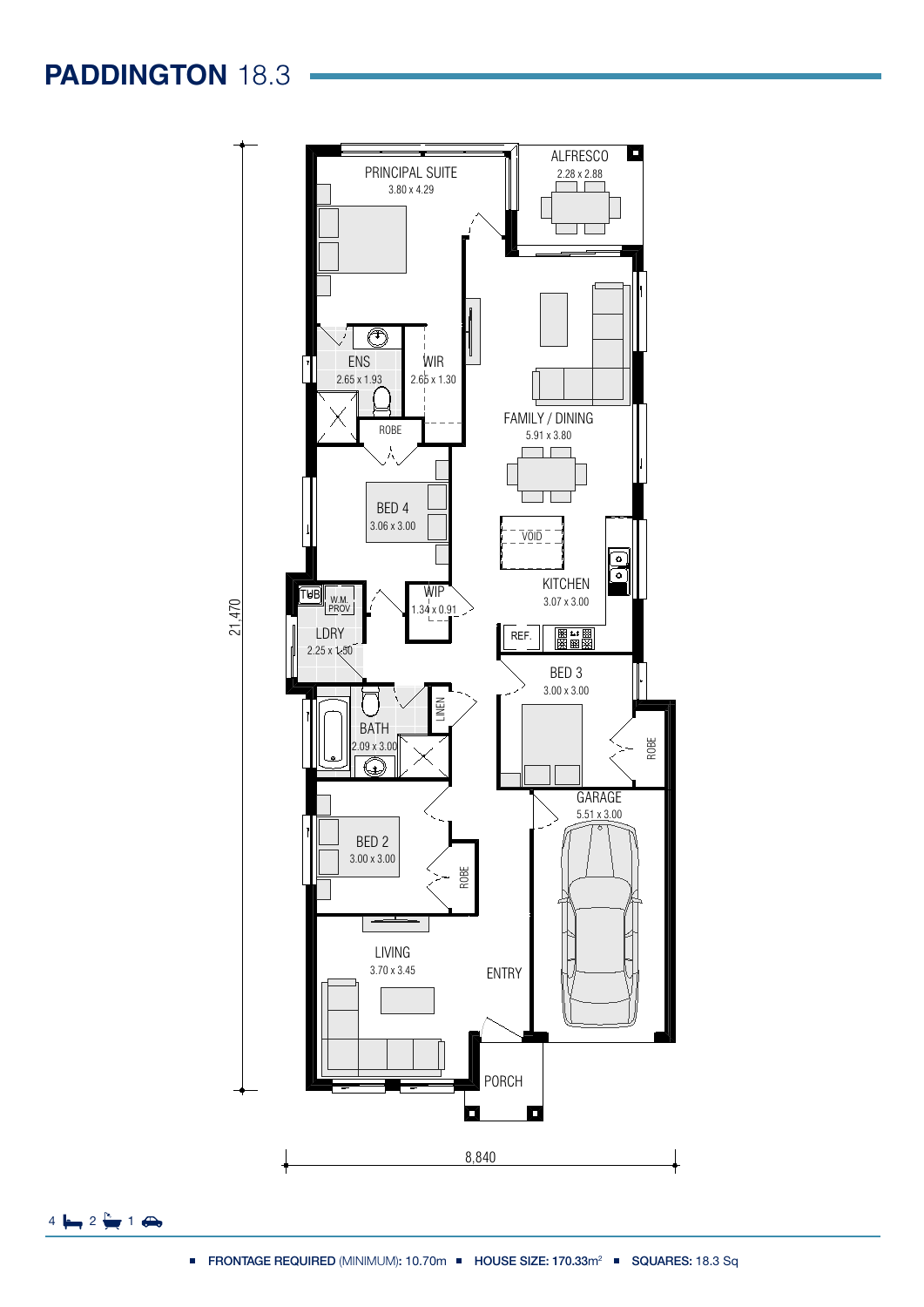# PADDINGTON 18.3

PRINCIPAL SUITE
3.80 x 4.29

ALFRESCO
2.28 x 2.88

ENS
2.65 x 1.93

WIR
2.65 x 1.30

ROBE

FAMILY / DINING
5.91 x 3.80

BED 4
3.06 x 3.00

VOID

KITCHEN
3.07 x 3.00

TUB

W.M. PROV

WIP
1.34 x 0.91

LDRY
2.25 x 1.50

REF.

BED 3
3.00 x 3.00

BATH
2.09 x 3.00

LINEN

ROBE

GARAGE
5.51 x 3.00

BED 2
3.00 x 3.00

ROBE

LIVING
3.70 x 3.45

ENTRY

PORCH

21,470

8,840

4 2 1

- **FRONTAGE REQUIRED** (MINIMUM): 10.70m
- **HOUSE SIZE: 170.33**m²
- **SQUARES:** 18.3 Sq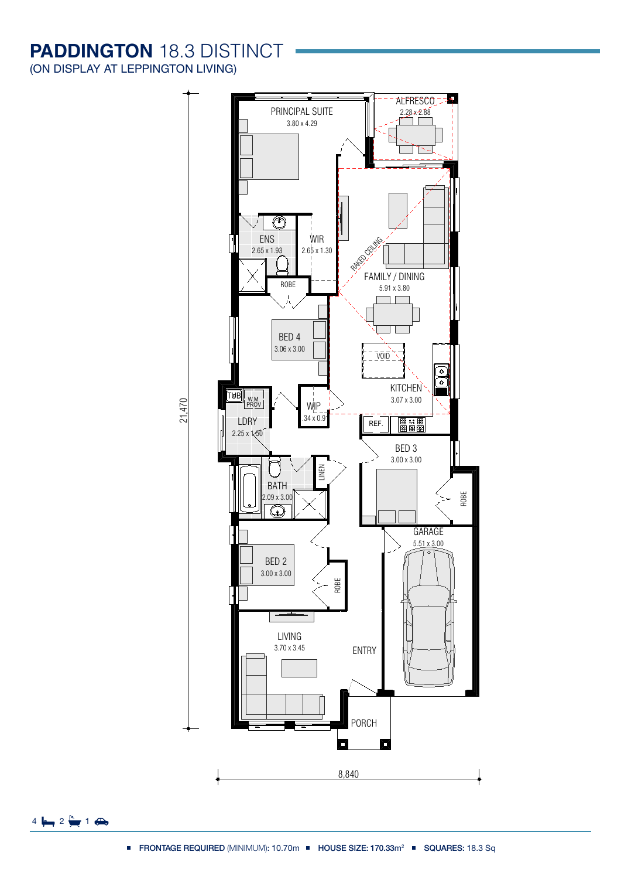# **PADDINGTON** 18.3 DISTINCT

(ON DISPLAY AT LEPPINGTON LIVING)

PRINCIPAL SUITE
3.80 x 4.29

ALFRESCO
2.28 x 2.88

ENS
2.65 x 1.93

WIR
2.65 x 1.30

ROBE

RAKED CEILING

FAMILY / DINING
5.91 x 3.80

BED 4
3.06 x 3.00

VOID

KITCHEN
3.07 x 3.00

TUB

W.M. PROV

WIP
.34 x 0.9

LDRY
2.25 x 1.50

REF.

BED 3
3.00 x 3.00

LINEN

BATH
2.09 x 3.00

ROBE

GARAGE
5.51 x 3.00

BED 2
3.00 x 3.00

ROBE

LIVING
3.70 x 3.45

ENTRY

PORCH

21,470

8,840

4 🛏 2 🛁 1 🚗

- **FRONTAGE REQUIRED** (MINIMUM): 10.70m
- **HOUSE SIZE:** 170.33m²
- **SQUARES:** 18.3 Sq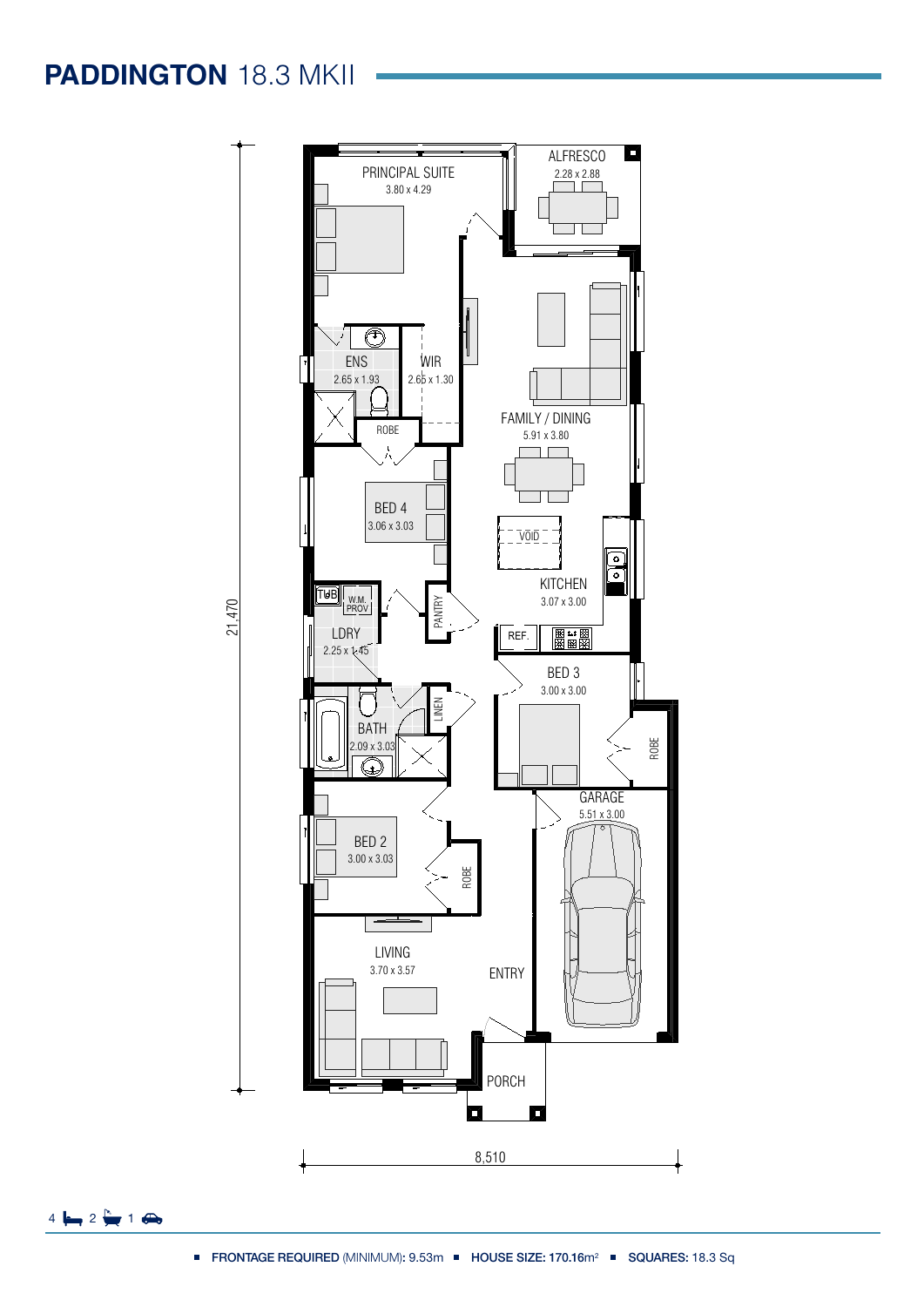# PADDINGTON 18.3 MKII

PRINCIPAL SUITE
3.80 x 4.29

ALFRESCO
2.28 x 2.88

ENS
2.65 x 1.93

WIR
2.65 x 1.30

ROBE

FAMILY / DINING
5.91 x 3.80

BED 4
3.06 x 3.03

VOID

KITCHEN
3.07 x 3.00

TUB

W.M. PROV

PANTRY

LDRY
2.25 x 1.45

REF.

BED 3
3.00 x 3.00

BATH
2.09 x 3.03

LINEN

ROBE

GARAGE
5.51 x 3.00

BED 2
3.00 x 3.03

ROBE

LIVING
3.70 x 3.57

ENTRY

PORCH

21,470

8,510

4 2 1

- **FRONTAGE REQUIRED** (MINIMUM)**:** 9.53m
- **HOUSE SIZE: 170.16**m²
- **SQUARES:** 18.3 Sq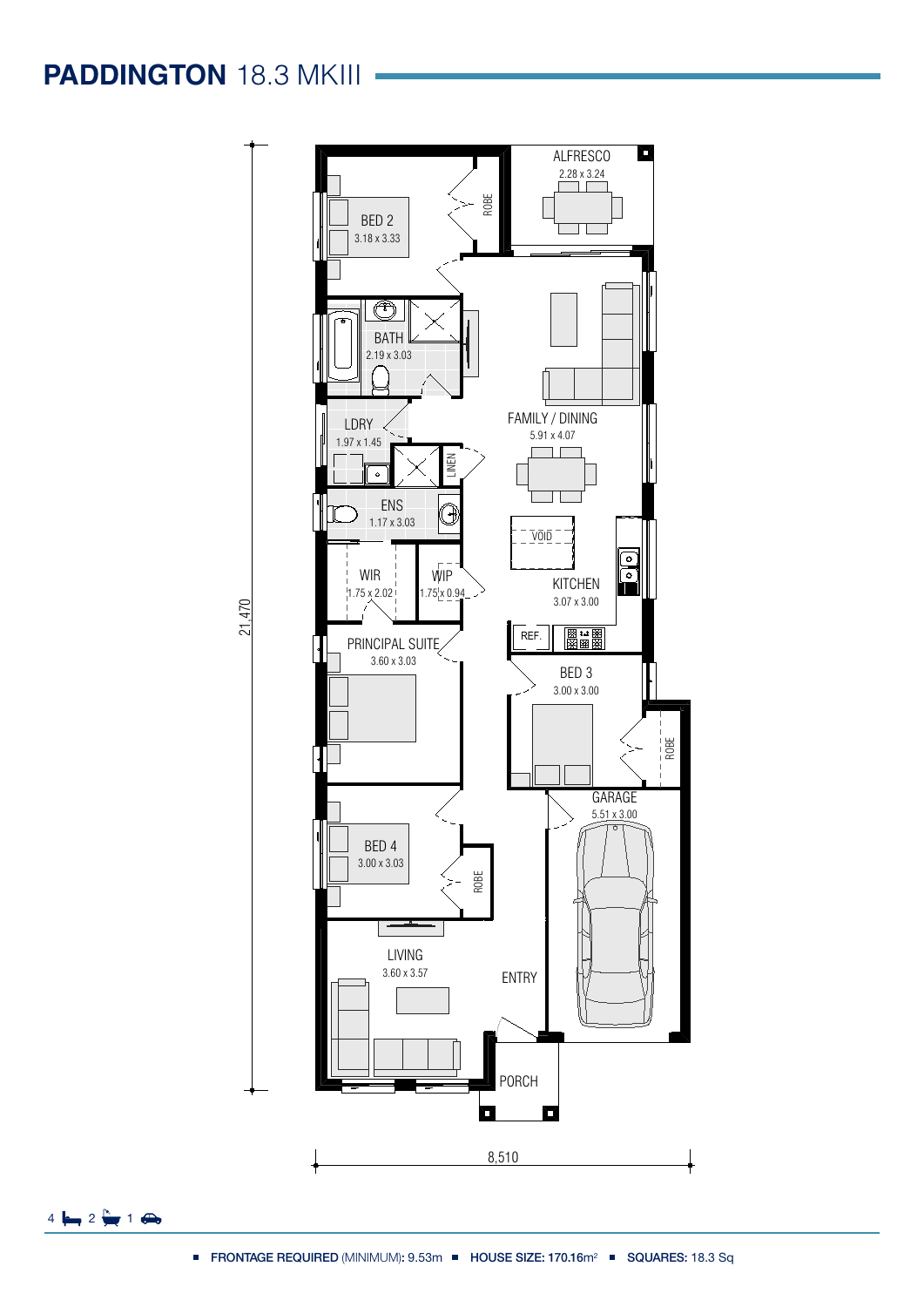# **PADDINGTON** 18.3 MKIII

ALFRESCO
2.28 x 3.24

BED 2
3.18 x 3.33

ROBE

BATH
2.19 x 3.03

FAMILY / DINING
5.91 x 4.07

LDRY
1.97 x 1.45

LINEN

ENS
1.17 x 3.03

VOID

WIR
1.75 x 2.02

WIP
1.75 x 0.94

KITCHEN
3.07 x 3.00

REF.

PRINCIPAL SUITE
3.60 x 3.03

BED 3
3.00 x 3.00

ROBE

GARAGE
5.51 x 3.00

BED 4
3.00 x 3.03

ROBE

LIVING
3.60 x 3.57

ENTRY

PORCH

21,470

8,510

4 2 1

- **FRONTAGE REQUIRED** (MINIMUM)**:** 9.53m
- **HOUSE SIZE: 170.16**m²
- **SQUARES:** 18.3 Sq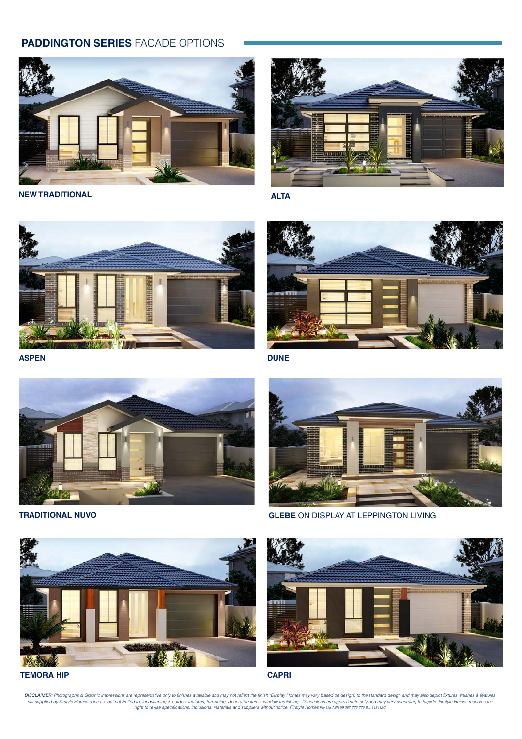## **PADDINGTON SERIES** FACADE OPTIONS

**NEW TRADITIONAL**

**ALTA**

**ASPEN**

**DUNE**

**TRADITIONAL NUVO**

**GLEBE** ON DISPLAY AT LEPPINGTON LIVING

**TEMORA HIP**

**CAPRI**

*DISCLAIMER: Photographs & Graphic impressions are representative only to finishes available and may not reflect the finish (Display Homes may vary based on design) to the standard design and may also depict fixtures, finishes & features not supplied by Firstyle Homes such as, but not limited to, landscaping & outdoor features, furnishing, decorative items, window furnishing . Dimensions are approximate only and may vary according to façade. Firstyle Homes reserves the right to revise specifications, inclusions, materials and suppliers without notice. Firstyle Homes Pty Ltd ABN 59 087 773 779 B.L 113412C*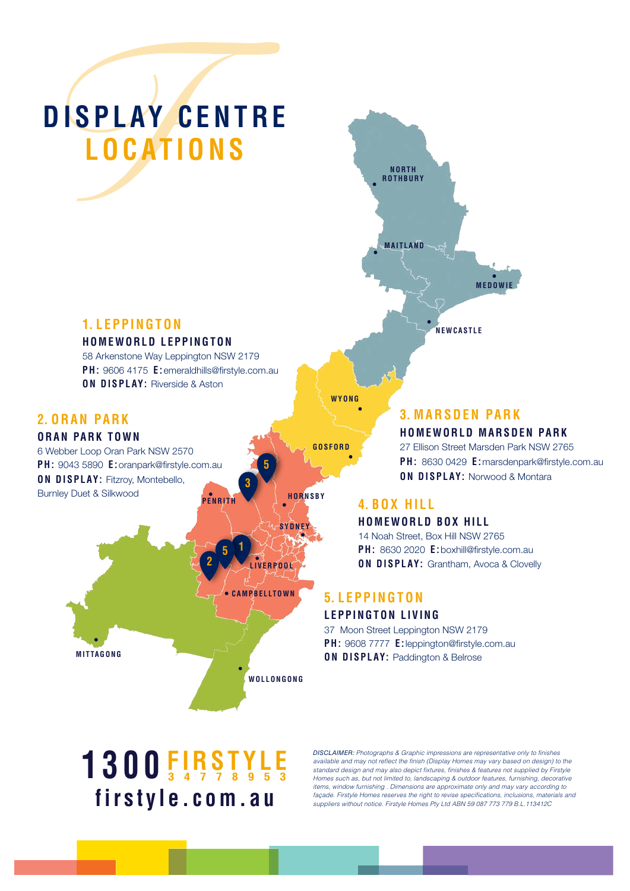# DISPLAY CENTRE LOCATIONS

NORTH ROTHBURY

MAITLAND

MEDOWIE

NEWCASTLE

WYONG

GOSFORD

PENRITH

HORNSBY

SYDNEY

LIVERPOOL

CAMPBELLTOWN

MITTAGONG

WOLLONGONG

## 1. LEPPINGTON

**HOMEWORLD LEPPINGTON**

58 Arkenstone Way Leppington NSW 2179

**PH:** 9606 4175 **E:** emeraldhills@firstyle.com.au

**ON DISPLAY:** Riverside & Aston

## 2. ORAN PARK

**ORAN PARK TOWN**

6 Webber Loop Oran Park NSW 2570

**PH:** 9043 5890 **E:** oranpark@firstyle.com.au

**ON DISPLAY:** Fitzroy, Montebello, Burnley Duet & Silkwood

## 3. MARSDEN PARK

**HOMEWORLD MARSDEN PARK**

27 Ellison Street Marsden Park NSW 2765

**PH:** 8630 0429 **E:** marsdenpark@firstyle.com.au

**ON DISPLAY:** Norwood & Montara

## 4. BOX HILL

**HOMEWORLD BOX HILL**

14 Noah Street, Box Hill NSW 2765

**PH:** 8630 2020 **E:** boxhill@firstyle.com.au

**ON DISPLAY:** Grantham, Avoca & Clovelly

## 5. LEPPINGTON

**LEPPINGTON LIVING**

37 Moon Street Leppington NSW 2179

**PH:** 9608 7777 **E:** leppington@firstyle.com.au

**ON DISPLAY:** Paddington & Belrose

**1300 FIRSTYLE**
3 4 7 7 8 9 5 3

**firstyle.com.au**

*DISCLAIMER: Photographs & Graphic impressions are representative only to finishes available and may not reflect the finish (Display Homes may vary based on design) to the standard design and may also depict fixtures, finishes & features not supplied by Firstyle Homes such as, but not limited to, landscaping & outdoor features, furnishing, decorative items, window furnishing . Dimensions are approximate only and may vary according to façade. Firstyle Homes reserves the right to revise specifications, inclusions, materials and suppliers without notice. Firstyle Homes Pty Ltd ABN 59 087 773 779 B.L.113412C*